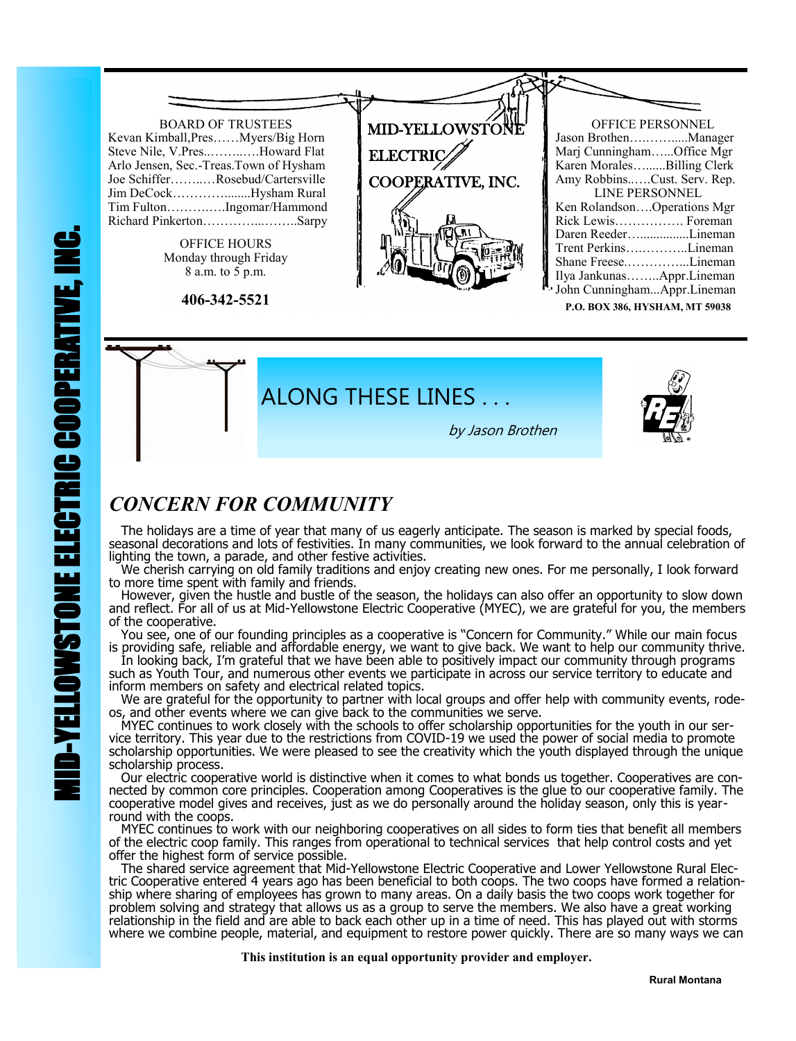# MID-YELLOWSTONE ELECTRIC COOPERATIVE, INC.

**BOARD OF TRUSTEES**

Kevan Kimball, Pres……Myers/Big Horn
Steve Nile, V.Pres..……..….Howard Flat
Arlo Jensen, Sec.-Treas.Town of Hysham
Joe Schiffer……..…Rosebud/Cartersville
Jim DeCock………….........Hysham Rural
Tim Fulton…………..Ingomar/Hammond
Richard Pinkerton…………...……..Sarpy

**OFFICE HOURS**
Monday through Friday
8 a.m. to 5 p.m.

**406-342-5521**

MID-YELLOWSTONE ELECTRIC COOPERATIVE, INC.

**OFFICE PERSONNEL**

Jason Brothen…….…......Manager
Marj Cunningham…...Office Mgr
Karen Morales….......Billing Clerk
Amy Robbins..….Cust. Serv. Rep.

**LINE PERSONNEL**

Ken Rolandson….Operations Mgr
Rick Lewis……………. Foreman
Daren Reeder…...............Lineman
Trent Perkins…..………..Lineman
Shane Freese..…………...Lineman
Ilya Jankunas……..Appr.Lineman
John Cunningham...Appr.Lineman

**P.O. BOX 386, HYSHAM, MT 59038**

## ALONG THESE LINES . . .

*by Jason Brothen*

## *CONCERN FOR COMMUNITY*

The holidays are a time of year that many of us eagerly anticipate. The season is marked by special foods, seasonal decorations and lots of festivities. In many communities, we look forward to the annual celebration of lighting the town, a parade, and other festive activities.

We cherish carrying on old family traditions and enjoy creating new ones. For me personally, I look forward to more time spent with family and friends.

However, given the hustle and bustle of the season, the holidays can also offer an opportunity to slow down and reflect. For all of us at Mid-Yellowstone Electric Cooperative (MYEC), we are grateful for you, the members of the cooperative.

You see, one of our founding principles as a cooperative is "Concern for Community." While our main focus is providing safe, reliable and affordable energy, we want to give back. We want to help our community thrive.

In looking back, I'm grateful that we have been able to positively impact our community through programs such as Youth Tour, and numerous other events we participate in across our service territory to educate and inform members on safety and electrical related topics.

We are grateful for the opportunity to partner with local groups and offer help with community events, rodeos, and other events where we can give back to the communities we serve.

MYEC continues to work closely with the schools to offer scholarship opportunities for the youth in our service territory. This year due to the restrictions from COVID-19 we used the power of social media to promote scholarship opportunities. We were pleased to see the creativity which the youth displayed through the unique scholarship process.

Our electric cooperative world is distinctive when it comes to what bonds us together. Cooperatives are connected by common core principles. Cooperation among Cooperatives is the glue to our cooperative family. The cooperative model gives and receives, just as we do personally around the holiday season, only this is year-round with the coops.

MYEC continues to work with our neighboring cooperatives on all sides to form ties that benefit all members of the electric coop family. This ranges from operational to technical services that help control costs and yet offer the highest form of service possible.

The shared service agreement that Mid-Yellowstone Electric Cooperative and Lower Yellowstone Rural Electric Cooperative entered 4 years ago has been beneficial to both coops. The two coops have formed a relationship where sharing of employees has grown to many areas. On a daily basis the two coops work together for problem solving and strategy that allows us as a group to serve the members. We also have a great working relationship in the field and are able to back each other up in a time of need. This has played out with storms where we combine people, material, and equipment to restore power quickly. There are so many ways we can

**This institution is an equal opportunity provider and employer.**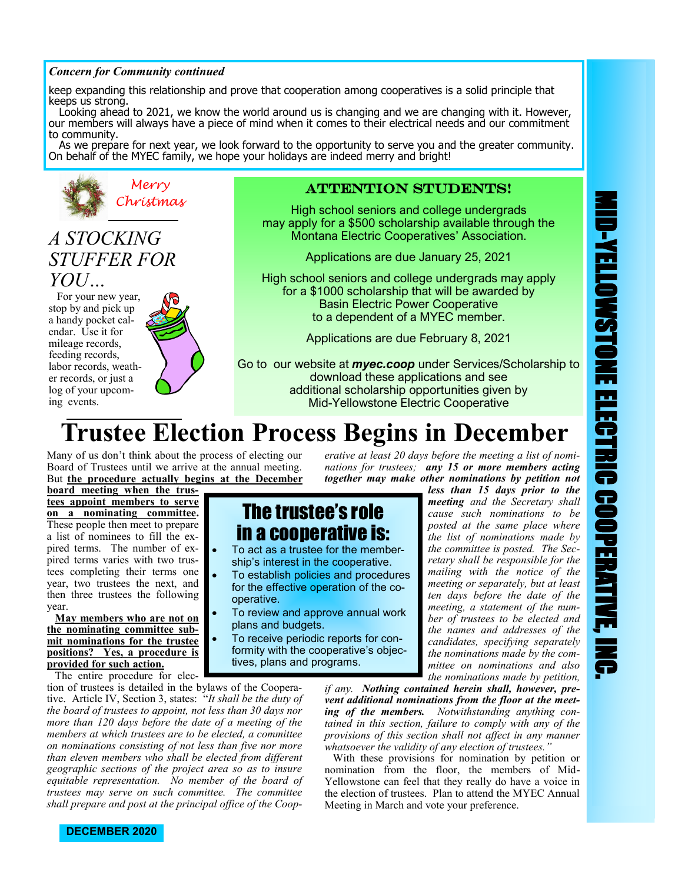*Concern for Community continued*

keep expanding this relationship and prove that cooperation among cooperatives is a solid principle that keeps us strong.

Looking ahead to 2021, we know the world around us is changing and we are changing with it. However, our members will always have a piece of mind when it comes to their electrical needs and our commitment to community.

As we prepare for next year, we look forward to the opportunity to serve you and the greater community. On behalf of the MYEC family, we hope your holidays are indeed merry and bright!

*Merry Christmas*

## *A STOCKING STUFFER FOR YOU…*

For your new year, stop by and pick up a handy pocket calendar. Use it for mileage records, feeding records, labor records, weather records, or just a log of your upcoming events.

## ATTENTION STUDENTS!

High school seniors and college undergrads may apply for a $500 scholarship available through the Montana Electric Cooperatives' Association.

Applications are due January 25, 2021

High school seniors and college undergrads may apply for a $1000 scholarship that will be awarded by Basin Electric Power Cooperative to a dependent of a MYEC member.

Applications are due February 8, 2021

Go to our website at ***myec.coop*** under Services/Scholarship to download these applications and see additional scholarship opportunities given by Mid-Yellowstone Electric Cooperative

# Trustee Election Process Begins in December

Many of us don't think about the process of electing our Board of Trustees until we arrive at the annual meeting. But **the procedure actually begins at the December board meeting when the trustees appoint members to serve on a nominating committee.** These people then meet to prepare a list of nominees to fill the expired terms. The number of expired terms varies with two trustees completing their terms one year, two trustees the next, and then three trustees the following year.

**May members who are not on the nominating committee submit nominations for the trustee positions? Yes, a procedure is provided for such action.**

The entire procedure for election of trustees is detailed in the bylaws of the Cooperative. Article IV, Section 3, states: "*It shall be the duty of the board of trustees to appoint, not less than 30 days nor more than 120 days before the date of a meeting of the members at which trustees are to be elected, a committee on nominations consisting of not less than five nor more than eleven members who shall be elected from different geographic sections of the project area so as to insure equitable representation. No member of the board of trustees may serve on such committee. The committee shall prepare and post at the principal office of the Cooperative at least 20 days before the meeting a list of nominations for trustees;* ***any 15 or more members acting together may make other nominations by petition not less than 15 days prior to the meeting*** *and the Secretary shall cause such nominations to be posted at the same place where the list of nominations made by the committee is posted. The Secretary shall be responsible for the mailing with the notice of the meeting or separately, but at least ten days before the date of the meeting, a statement of the number of trustees to be elected and the names and addresses of the candidates, specifying separately the nominations made by the committee on nominations and also the nominations made by petition, if any.* ***Nothing contained herein shall, however, prevent additional nominations from the floor at the meeting of the members.*** *Notwithstanding anything contained in this section, failure to comply with any of the provisions of this section shall not affect in any manner whatsoever the validity of any election of trustees.*"

With these provisions for nomination by petition or nomination from the floor, the members of Mid-Yellowstone can feel that they really do have a voice in the election of trustees. Plan to attend the MYEC Annual Meeting in March and vote your preference.

## The trustee's role in a cooperative is:

- To act as a trustee for the membership's interest in the cooperative.
- To establish policies and procedures for the effective operation of the cooperative.
- To review and approve annual work plans and budgets.
- To receive periodic reports for conformity with the cooperative's objectives, plans and programs.

MID-YELLOWSTONE ELECTRIC COOPERATIVE, INC.

DECEMBER 2020